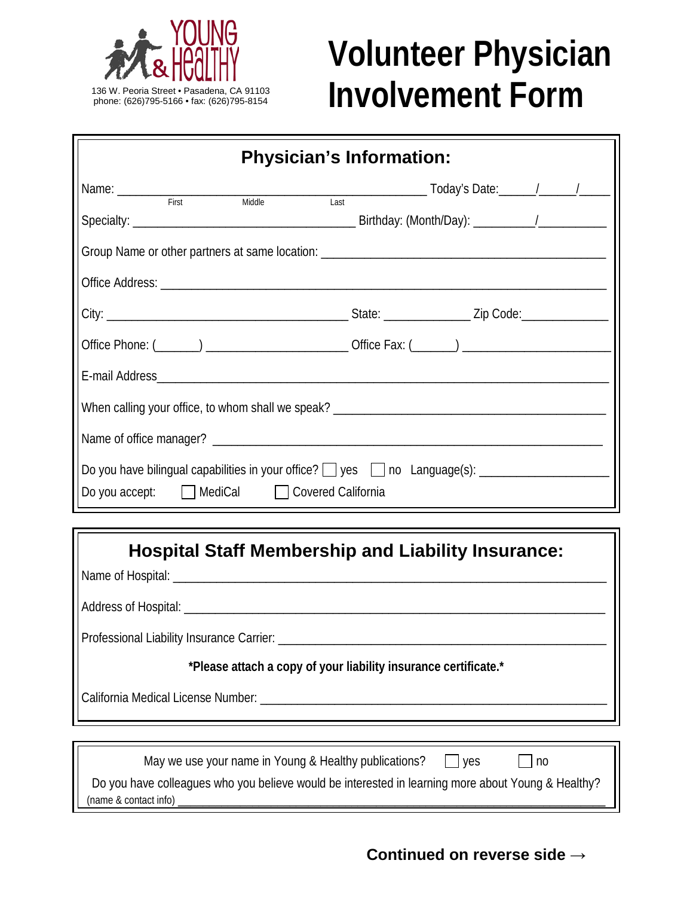YOUNG & HEALTHY

136 W. Peoria Street • Pasadena, CA 91103
phone: (626)795-5166 • fax: (626)795-8154

# Volunteer Physician Involvement Form

## Physician's Information:

Name: ________________________________________________ Today's Date:_____/_____/_____
First Middle Last

Specialty: __________________________________ Birthday: (Month/Day): _________/__________

Group Name or other partners at same location: ________________________________________

Office Address: ____________________________________________________________________

City: _____________________________________ State: _____________ Zip Code:_____________

Office Phone: (______) _____________________ Office Fax: (______) _____________________

E-mail Address______________________________________________________________________

When calling your office, to whom shall we speak? ________________________________________

Name of office manager? ____________________________________________________________

Do you have bilingual capabilities in your office? ☐ yes ☐ no Language(s): ___________________

Do you accept: ☐ MediCal ☐ Covered California

## Hospital Staff Membership and Liability Insurance:

Name of Hospital: ___________________________________________________________________

Address of Hospital: _________________________________________________________________

Professional Liability Insurance Carrier: ________________________________________________

**\*Please attach a copy of your liability insurance certificate.\***

California Medical License Number: ____________________________________________________

May we use your name in Young & Healthy publications? ☐ yes ☐ no

Do you have colleagues who you believe would be interested in learning more about Young & Healthy?
(name & contact info) _______________________________________________________________

**Continued on reverse side →**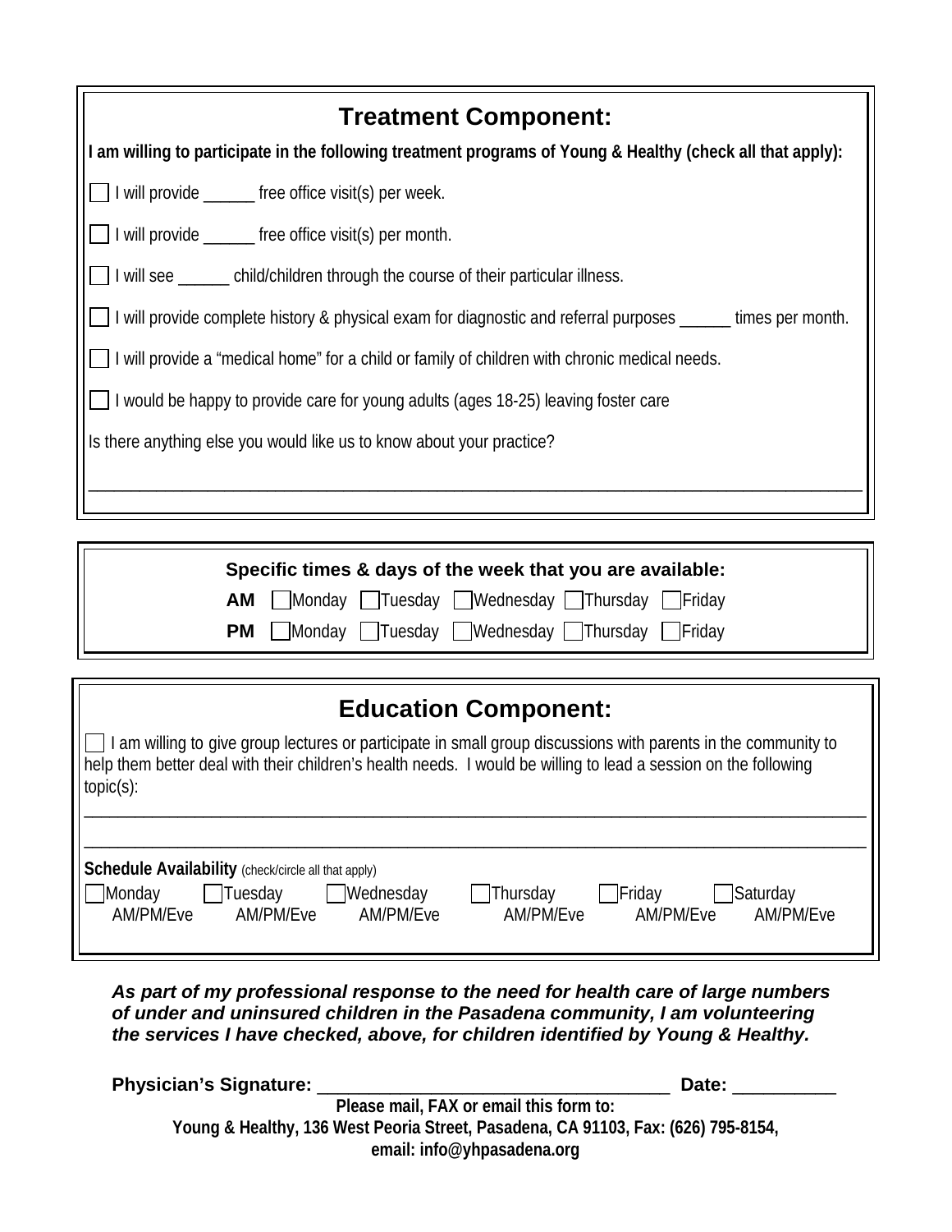## Treatment Component:

**I am willing to participate in the following treatment programs of Young & Healthy (check all that apply):**

☐ I will provide ______ free office visit(s) per week.

☐ I will provide ______ free office visit(s) per month.

☐ I will see ______ child/children through the course of their particular illness.

☐ I will provide complete history & physical exam for diagnostic and referral purposes ______ times per month.

☐ I will provide a “medical home” for a child or family of children with chronic medical needs.

☐ I would be happy to provide care for young adults (ages 18-25) leaving foster care

Is there anything else you would like us to know about your practice?

______________________________________________________________________________

**Specific times & days of the week that you are available:**

**AM** ☐Monday ☐Tuesday ☐Wednesday ☐Thursday ☐Friday

**PM** ☐Monday ☐Tuesday ☐Wednesday ☐Thursday ☐Friday

## Education Component:

☐ I am willing to give group lectures or participate in small group discussions with parents in the community to help them better deal with their children’s health needs. I would be willing to lead a session on the following topic(s):

______________________________________________________________________________

______________________________________________________________________________

**Schedule Availability** (check/circle all that apply)

☐Monday AM/PM/Eve ☐Tuesday AM/PM/Eve ☐Wednesday AM/PM/Eve ☐Thursday AM/PM/Eve ☐Friday AM/PM/Eve ☐Saturday AM/PM/Eve

***As part of my professional response to the need for health care of large numbers of under and uninsured children in the Pasadena community, I am volunteering the services I have checked, above, for children identified by Young & Healthy.***

**Physician’s Signature:** ________________________________ **Date:** __________

**Please mail, FAX or email this form to:**
**Young & Healthy, 136 West Peoria Street, Pasadena, CA 91103, Fax: (626) 795-8154,**
**email: info@yhpasadena.org**